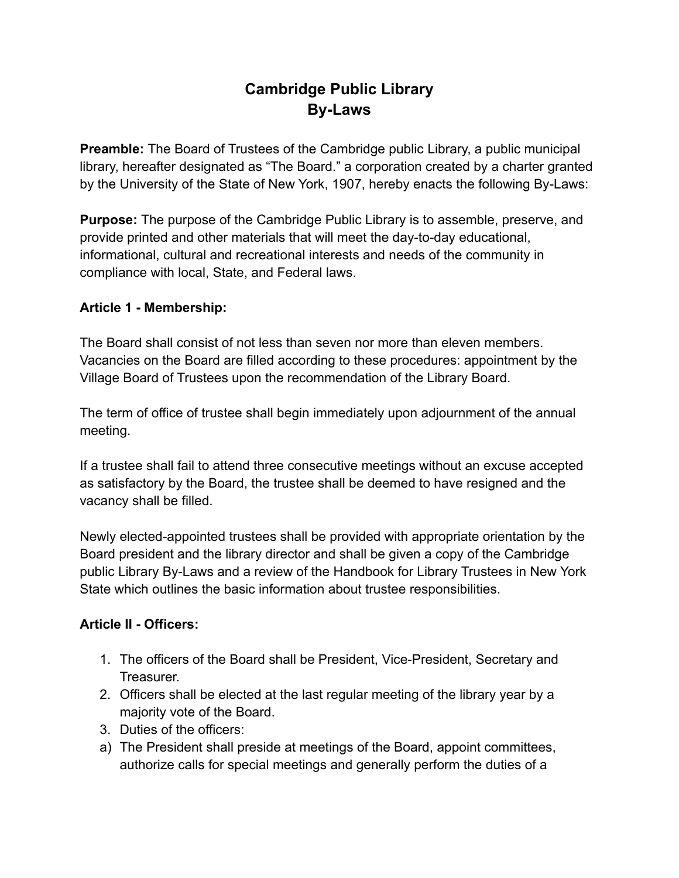# Cambridge Public Library
# By-Laws

**Preamble:** The Board of Trustees of the Cambridge public Library, a public municipal library, hereafter designated as "The Board." a corporation created by a charter granted by the University of the State of New York, 1907, hereby enacts the following By-Laws:

**Purpose:** The purpose of the Cambridge Public Library is to assemble, preserve, and provide printed and other materials that will meet the day-to-day educational, informational, cultural and recreational interests and needs of the community in compliance with local, State, and Federal laws.

**Article 1 - Membership:**

The Board shall consist of not less than seven nor more than eleven members. Vacancies on the Board are filled according to these procedures: appointment by the Village Board of Trustees upon the recommendation of the Library Board.

The term of office of trustee shall begin immediately upon adjournment of the annual meeting.

If a trustee shall fail to attend three consecutive meetings without an excuse accepted as satisfactory by the Board, the trustee shall be deemed to have resigned and the vacancy shall be filled.

Newly elected-appointed trustees shall be provided with appropriate orientation by the Board president and the library director and shall be given a copy of the Cambridge public Library By-Laws and a review of the Handbook for Library Trustees in New York State which outlines the basic information about trustee responsibilities.

**Article II - Officers:**

1. The officers of the Board shall be President, Vice-President, Secretary and Treasurer.
2. Officers shall be elected at the last regular meeting of the library year by a majority vote of the Board.
3. Duties of the officers:

a) The President shall preside at meetings of the Board, appoint committees, authorize calls for special meetings and generally perform the duties of a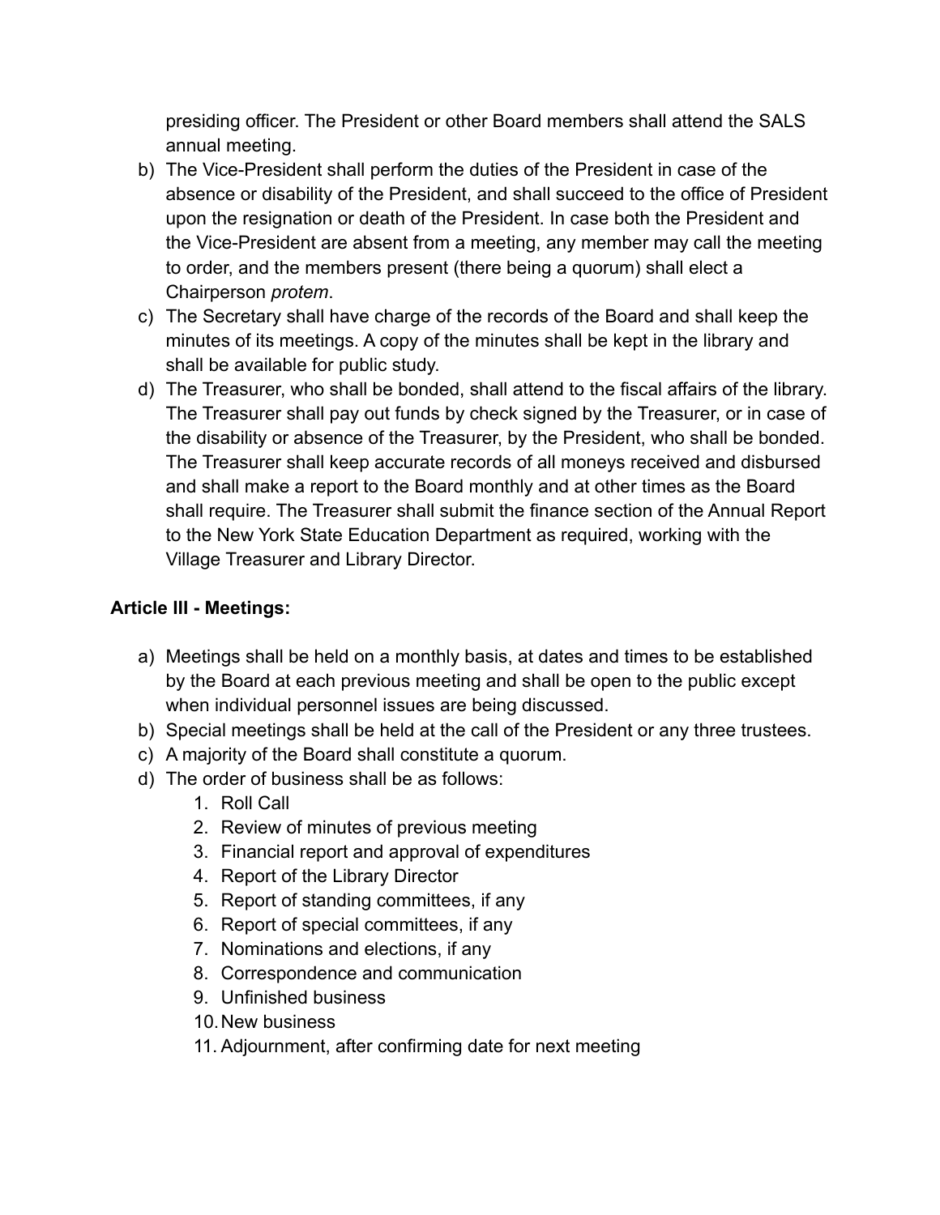presiding officer. The President or other Board members shall attend the SALS annual meeting.

b) The Vice-President shall perform the duties of the President in case of the absence or disability of the President, and shall succeed to the office of President upon the resignation or death of the President. In case both the President and the Vice-President are absent from a meeting, any member may call the meeting to order, and the members present (there being a quorum) shall elect a Chairperson *protem*.
c) The Secretary shall have charge of the records of the Board and shall keep the minutes of its meetings. A copy of the minutes shall be kept in the library and shall be available for public study.
d) The Treasurer, who shall be bonded, shall attend to the fiscal affairs of the library. The Treasurer shall pay out funds by check signed by the Treasurer, or in case of the disability or absence of the Treasurer, by the President, who shall be bonded. The Treasurer shall keep accurate records of all moneys received and disbursed and shall make a report to the Board monthly and at other times as the Board shall require. The Treasurer shall submit the finance section of the Annual Report to the New York State Education Department as required, working with the Village Treasurer and Library Director.

**Article III - Meetings:**

a) Meetings shall be held on a monthly basis, at dates and times to be established by the Board at each previous meeting and shall be open to the public except when individual personnel issues are being discussed.
b) Special meetings shall be held at the call of the President or any three trustees.
c) A majority of the Board shall constitute a quorum.
d) The order of business shall be as follows:
    1. Roll Call
    2. Review of minutes of previous meeting
    3. Financial report and approval of expenditures
    4. Report of the Library Director
    5. Report of standing committees, if any
    6. Report of special committees, if any
    7. Nominations and elections, if any
    8. Correspondence and communication
    9. Unfinished business
    10. New business
    11. Adjournment, after confirming date for next meeting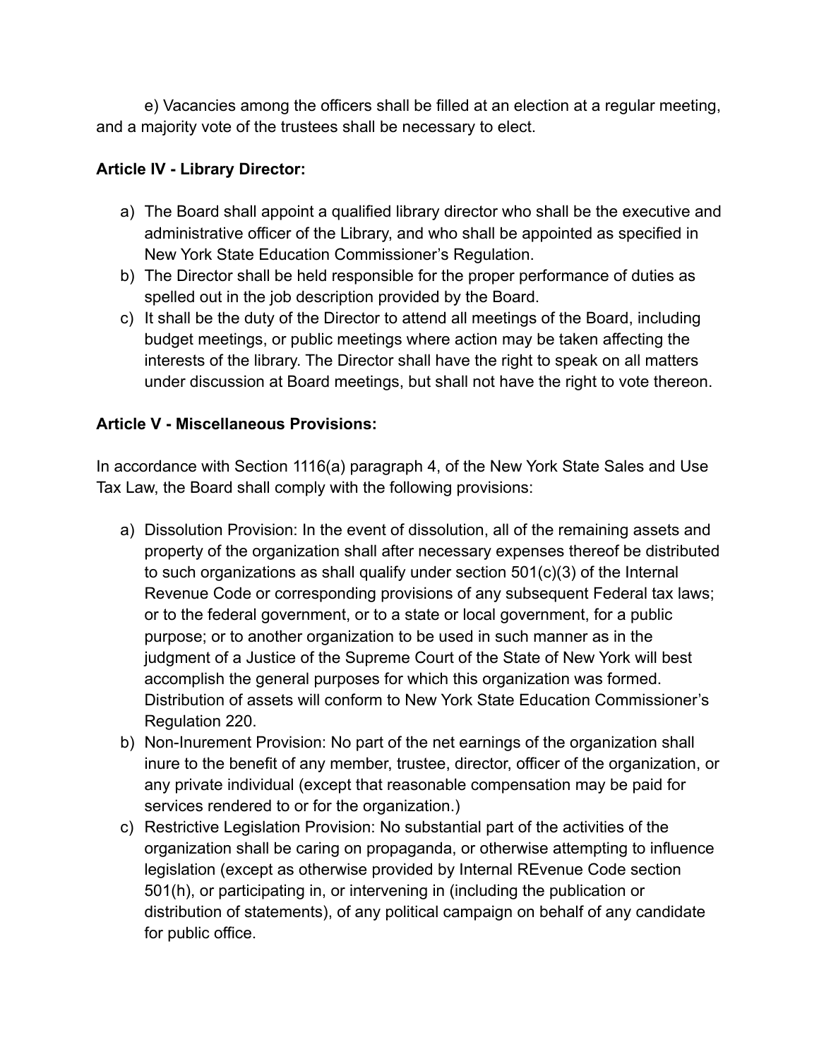e) Vacancies among the officers shall be filled at an election at a regular meeting, and a majority vote of the trustees shall be necessary to elect.

**Article IV - Library Director:**

a) The Board shall appoint a qualified library director who shall be the executive and administrative officer of the Library, and who shall be appointed as specified in New York State Education Commissioner's Regulation.
b) The Director shall be held responsible for the proper performance of duties as spelled out in the job description provided by the Board.
c) It shall be the duty of the Director to attend all meetings of the Board, including budget meetings, or public meetings where action may be taken affecting the interests of the library. The Director shall have the right to speak on all matters under discussion at Board meetings, but shall not have the right to vote thereon.

**Article V - Miscellaneous Provisions:**

In accordance with Section 1116(a) paragraph 4, of the New York State Sales and Use Tax Law, the Board shall comply with the following provisions:

a) Dissolution Provision: In the event of dissolution, all of the remaining assets and property of the organization shall after necessary expenses thereof be distributed to such organizations as shall qualify under section 501(c)(3) of the Internal Revenue Code or corresponding provisions of any subsequent Federal tax laws; or to the federal government, or to a state or local government, for a public purpose; or to another organization to be used in such manner as in the judgment of a Justice of the Supreme Court of the State of New York will best accomplish the general purposes for which this organization was formed. Distribution of assets will conform to New York State Education Commissioner's Regulation 220.
b) Non-Inurement Provision: No part of the net earnings of the organization shall inure to the benefit of any member, trustee, director, officer of the organization, or any private individual (except that reasonable compensation may be paid for services rendered to or for the organization.)
c) Restrictive Legislation Provision: No substantial part of the activities of the organization shall be caring on propaganda, or otherwise attempting to influence legislation (except as otherwise provided by Internal REvenue Code section 501(h), or participating in, or intervening in (including the publication or distribution of statements), of any political campaign on behalf of any candidate for public office.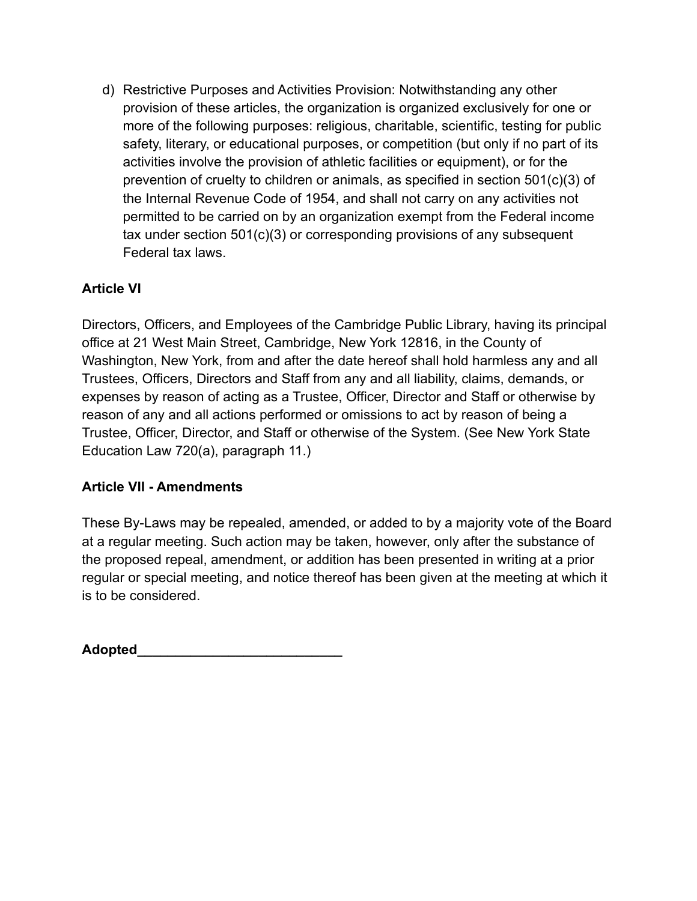d) Restrictive Purposes and Activities Provision: Notwithstanding any other provision of these articles, the organization is organized exclusively for one or more of the following purposes: religious, charitable, scientific, testing for public safety, literary, or educational purposes, or competition (but only if no part of its activities involve the provision of athletic facilities or equipment), or for the prevention of cruelty to children or animals, as specified in section 501(c)(3) of the Internal Revenue Code of 1954, and shall not carry on any activities not permitted to be carried on by an organization exempt from the Federal income tax under section 501(c)(3) or corresponding provisions of any subsequent Federal tax laws.

**Article VI**

Directors, Officers, and Employees of the Cambridge Public Library, having its principal office at 21 West Main Street, Cambridge, New York 12816, in the County of Washington, New York, from and after the date hereof shall hold harmless any and all Trustees, Officers, Directors and Staff from any and all liability, claims, demands, or expenses by reason of acting as a Trustee, Officer, Director and Staff or otherwise by reason of any and all actions performed or omissions to act by reason of being a Trustee, Officer, Director, and Staff or otherwise of the System. (See New York State Education Law 720(a), paragraph 11.)

**Article VII - Amendments**

These By-Laws may be repealed, amended, or added to by a majority vote of the Board at a regular meeting. Such action may be taken, however, only after the substance of the proposed repeal, amendment, or addition has been presented in writing at a prior regular or special meeting, and notice thereof has been given at the meeting at which it is to be considered.

**Adopted___________________________**